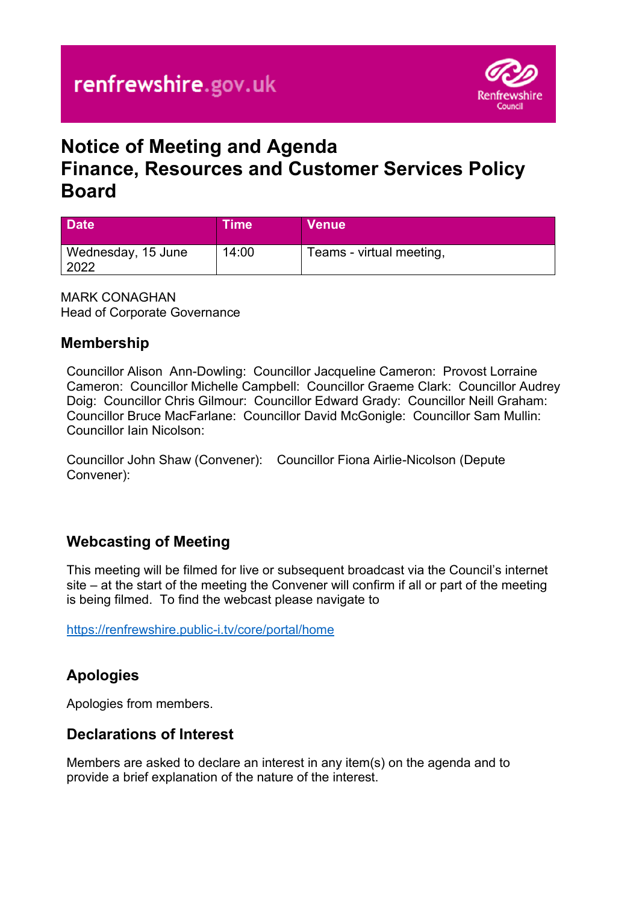renfrewshire.gov.uk

Renfrewshire Council

# Notice of Meeting and Agenda
# Finance, Resources and Customer Services Policy Board

| Date | Time | Venue |
| --- | --- | --- |
| Wednesday, 15 June 2022 | 14:00 | Teams - virtual meeting, |

MARK CONAGHAN
Head of Corporate Governance

## Membership

Councillor Alison Ann-Dowling: Councillor Jacqueline Cameron: Provost Lorraine Cameron: Councillor Michelle Campbell: Councillor Graeme Clark: Councillor Audrey Doig: Councillor Chris Gilmour: Councillor Edward Grady: Councillor Neill Graham: Councillor Bruce MacFarlane: Councillor David McGonigle: Councillor Sam Mullin: Councillor Iain Nicolson:

Councillor John Shaw (Convener): Councillor Fiona Airlie-Nicolson (Depute Convener):

## Webcasting of Meeting

This meeting will be filmed for live or subsequent broadcast via the Council's internet site – at the start of the meeting the Convener will confirm if all or part of the meeting is being filmed. To find the webcast please navigate to

https://renfrewshire.public-i.tv/core/portal/home

## Apologies

Apologies from members.

## Declarations of Interest

Members are asked to declare an interest in any item(s) on the agenda and to provide a brief explanation of the nature of the interest.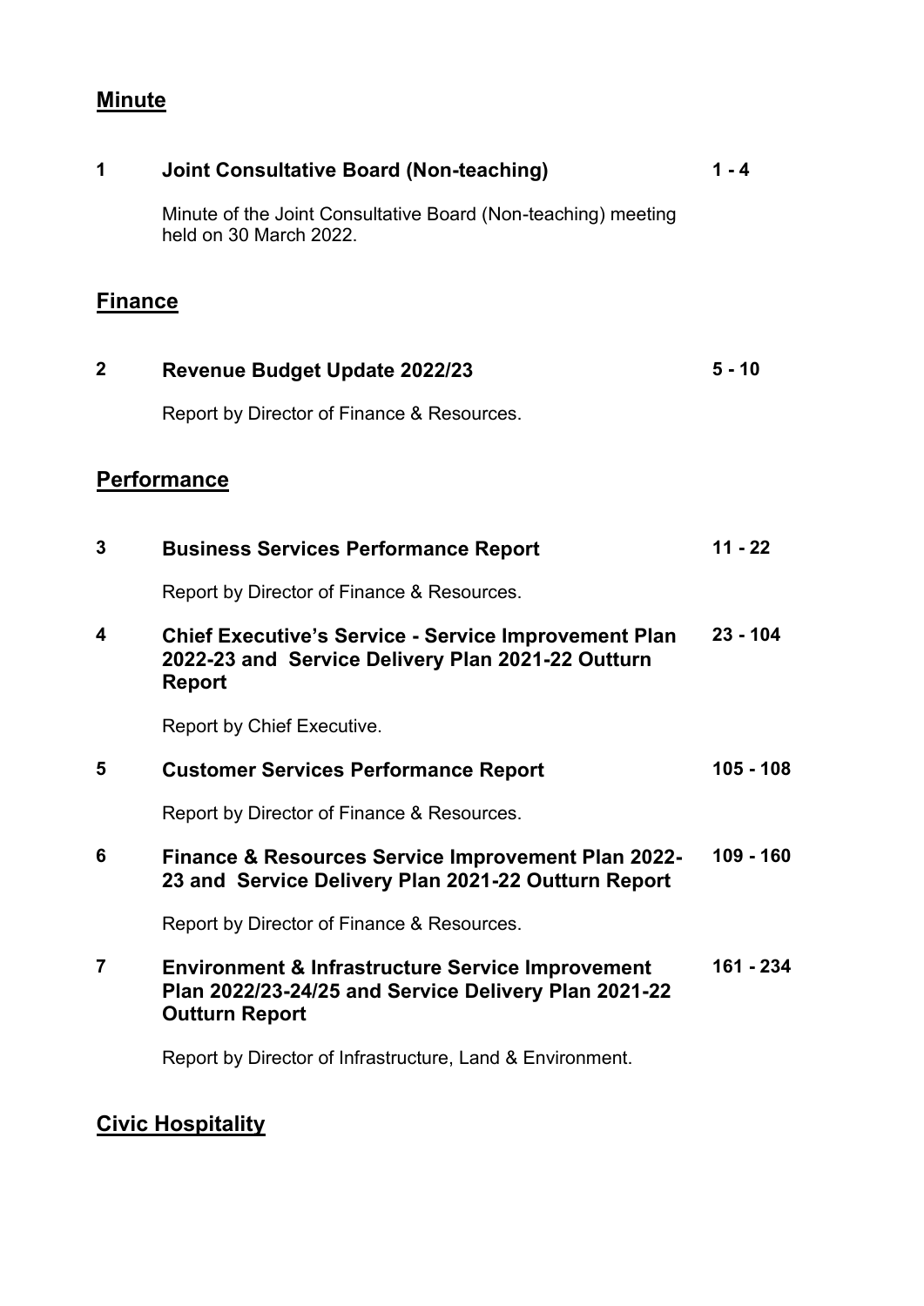## Minute

| | | |
|---|---|---|
| **1** | **Joint Consultative Board (Non-teaching)**<br><br>Minute of the Joint Consultative Board (Non-teaching) meeting held on 30 March 2022. | **1 - 4** |

## Finance

| | | |
|---|---|---|
| **2** | **Revenue Budget Update 2022/23**<br><br>Report by Director of Finance & Resources. | **5 - 10** |

## Performance

| | | |
|---|---|---|
| **3** | **Business Services Performance Report**<br><br>Report by Director of Finance & Resources. | **11 - 22** |
| **4** | **Chief Executive's Service - Service Improvement Plan 2022-23 and Service Delivery Plan 2021-22 Outturn Report**<br><br>Report by Chief Executive. | **23 - 104** |
| **5** | **Customer Services Performance Report**<br><br>Report by Director of Finance & Resources. | **105 - 108** |
| **6** | **Finance & Resources Service Improvement Plan 2022-23 and Service Delivery Plan 2021-22 Outturn Report**<br><br>Report by Director of Finance & Resources. | **109 - 160** |
| **7** | **Environment & Infrastructure Service Improvement Plan 2022/23-24/25 and Service Delivery Plan 2021-22 Outturn Report**<br><br>Report by Director of Infrastructure, Land & Environment. | **161 - 234** |

## Civic Hospitality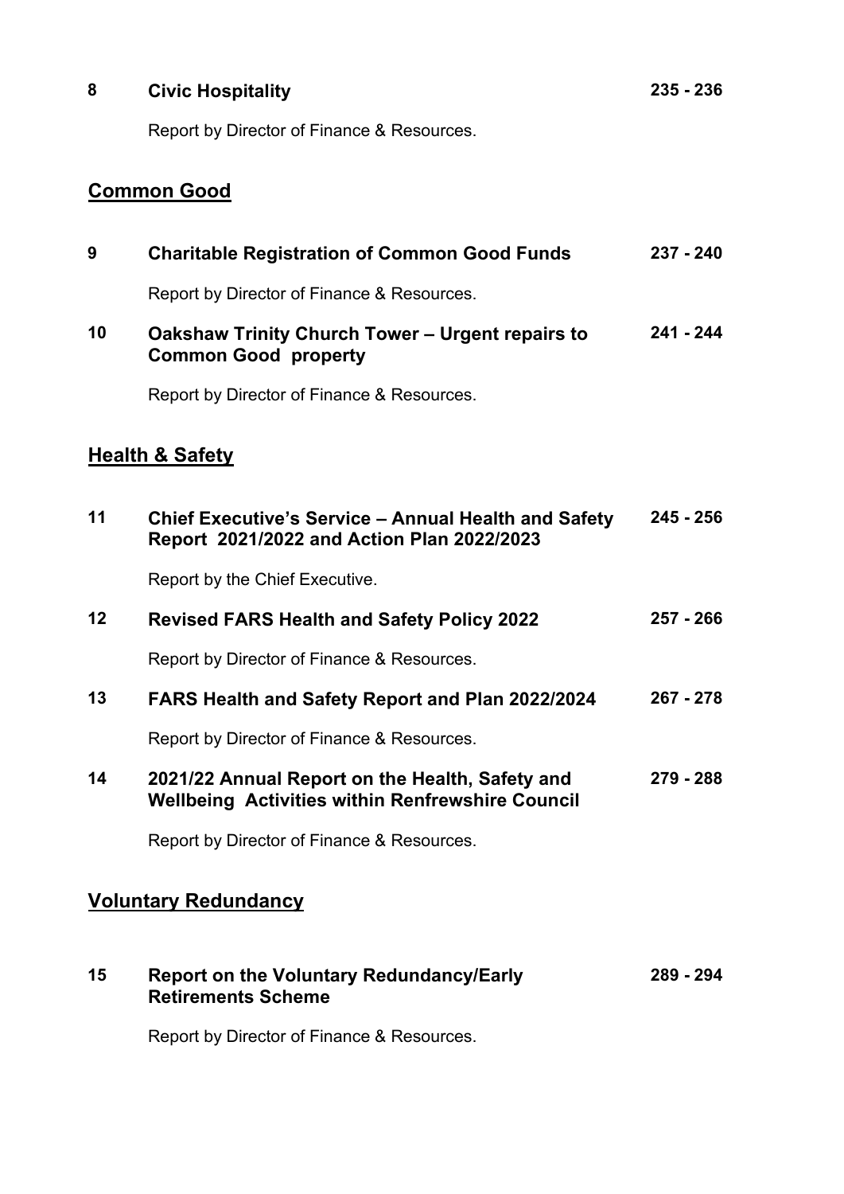**8 Civic Hospitality** **235 - 236**

Report by Director of Finance & Resources.

## Common Good

**9 Charitable Registration of Common Good Funds** **237 - 240**

Report by Director of Finance & Resources.

**10 Oakshaw Trinity Church Tower – Urgent repairs to Common Good property** **241 - 244**

Report by Director of Finance & Resources.

## Health & Safety

**11 Chief Executive's Service – Annual Health and Safety Report 2021/2022 and Action Plan 2022/2023** **245 - 256**

Report by the Chief Executive.

**12 Revised FARS Health and Safety Policy 2022** **257 - 266**

Report by Director of Finance & Resources.

**13 FARS Health and Safety Report and Plan 2022/2024** **267 - 278**

Report by Director of Finance & Resources.

**14 2021/22 Annual Report on the Health, Safety and Wellbeing Activities within Renfrewshire Council** **279 - 288**

Report by Director of Finance & Resources.

## Voluntary Redundancy

**15 Report on the Voluntary Redundancy/Early Retirements Scheme** **289 - 294**

Report by Director of Finance & Resources.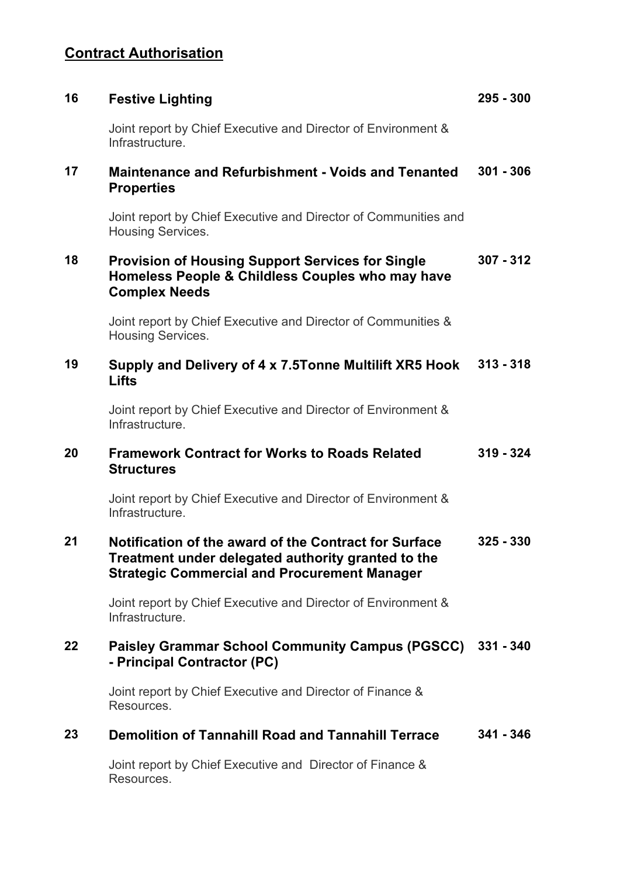## Contract Authorisation

| | | |
|---|---|---|
| **16** | **Festive Lighting**<br><br>Joint report by Chief Executive and Director of Environment & Infrastructure. | **295 - 300** |
| **17** | **Maintenance and Refurbishment - Voids and Tenanted Properties**<br><br>Joint report by Chief Executive and Director of Communities and Housing Services. | **301 - 306** |
| **18** | **Provision of Housing Support Services for Single Homeless People & Childless Couples who may have Complex Needs**<br><br>Joint report by Chief Executive and Director of Communities & Housing Services. | **307 - 312** |
| **19** | **Supply and Delivery of 4 x 7.5Tonne Multilift XR5 Hook Lifts**<br><br>Joint report by Chief Executive and Director of Environment & Infrastructure. | **313 - 318** |
| **20** | **Framework Contract for Works to Roads Related Structures**<br><br>Joint report by Chief Executive and Director of Environment & Infrastructure. | **319 - 324** |
| **21** | **Notification of the award of the Contract for Surface Treatment under delegated authority granted to the Strategic Commercial and Procurement Manager**<br><br>Joint report by Chief Executive and Director of Environment & Infrastructure. | **325 - 330** |
| **22** | **Paisley Grammar School Community Campus (PGSCC) - Principal Contractor (PC)**<br><br>Joint report by Chief Executive and Director of Finance & Resources. | **331 - 340** |
| **23** | **Demolition of Tannahill Road and Tannahill Terrace**<br><br>Joint report by Chief Executive and Director of Finance & Resources. | **341 - 346** |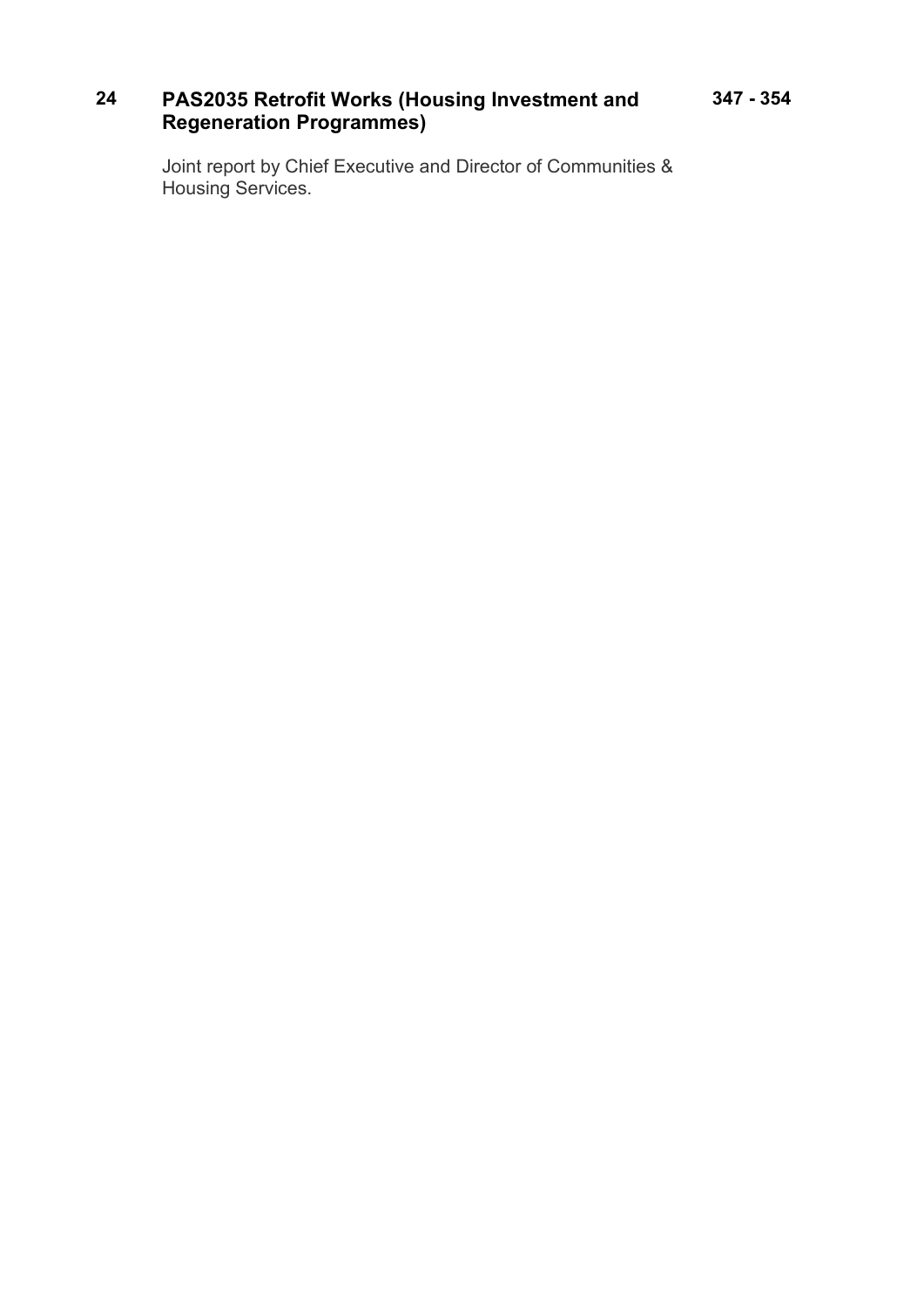**24 PAS2035 Retrofit Works (Housing Investment and Regeneration Programmes)** **347 - 354**

Joint report by Chief Executive and Director of Communities & Housing Services.